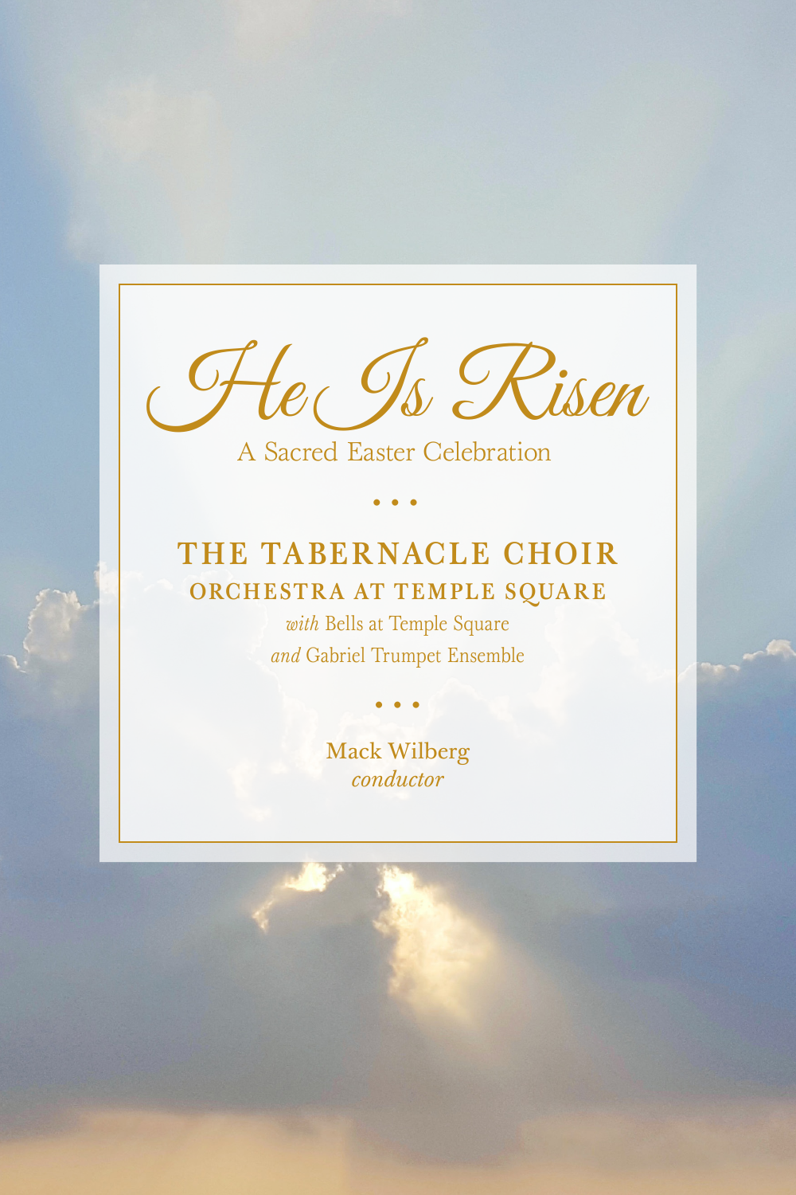# He Is Risen

A Sacred Easter Celebration

• • •

**THE TABERNACLE CHOIR**

**ORCHESTRA AT TEMPLE SQUARE**

*with* Bells at Temple Square

*and* Gabriel Trumpet Ensemble

• • •

Mack Wilberg

*conductor*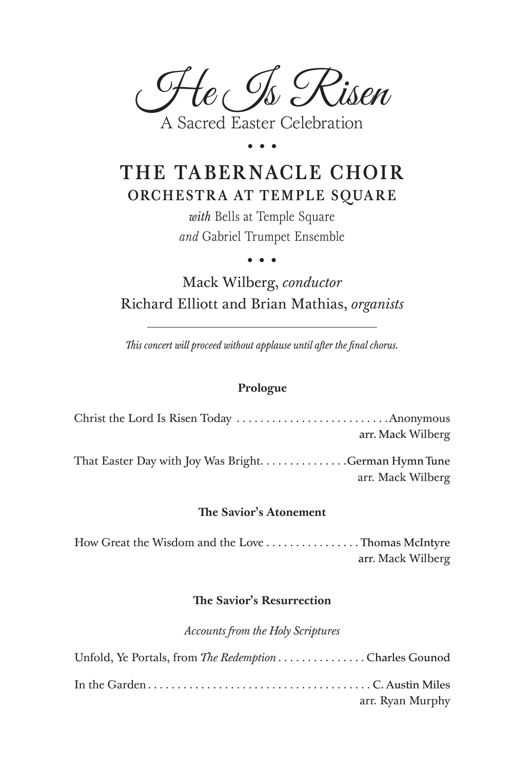# He Is Risen

A Sacred Easter Celebration

• • •

## THE TABERNACLE CHOIR

### ORCHESTRA AT TEMPLE SQUARE

***with*** Bells at Temple Square

*and* Gabriel Trumpet Ensemble

• • •

Mack Wilberg, *conductor*

Richard Elliott and Brian Mathias, *organists*

---

*This concert will proceed without applause until after the final chorus.*

**Prologue**

Christ the Lord Is Risen Today . . . . . . . . . . . . . . . . . . . . . . . . . . Anonymous
arr. Mack Wilberg

That Easter Day with Joy Was Bright. . . . . . . . . . . . . . . German Hymn Tune
arr. Mack Wilberg

**The Savior's Atonement**

How Great the Wisdom and the Love . . . . . . . . . . . . . . . . Thomas McIntyre
arr. Mack Wilberg

**The Savior's Resurrection**

*Accounts from the Holy Scriptures*

Unfold, Ye Portals, from *The Redemption* . . . . . . . . . . . . . . . Charles Gounod

In the Garden . . . . . . . . . . . . . . . . . . . . . . . . . . . . . . . . . . . . . . . C. Austin Miles
arr. Ryan Murphy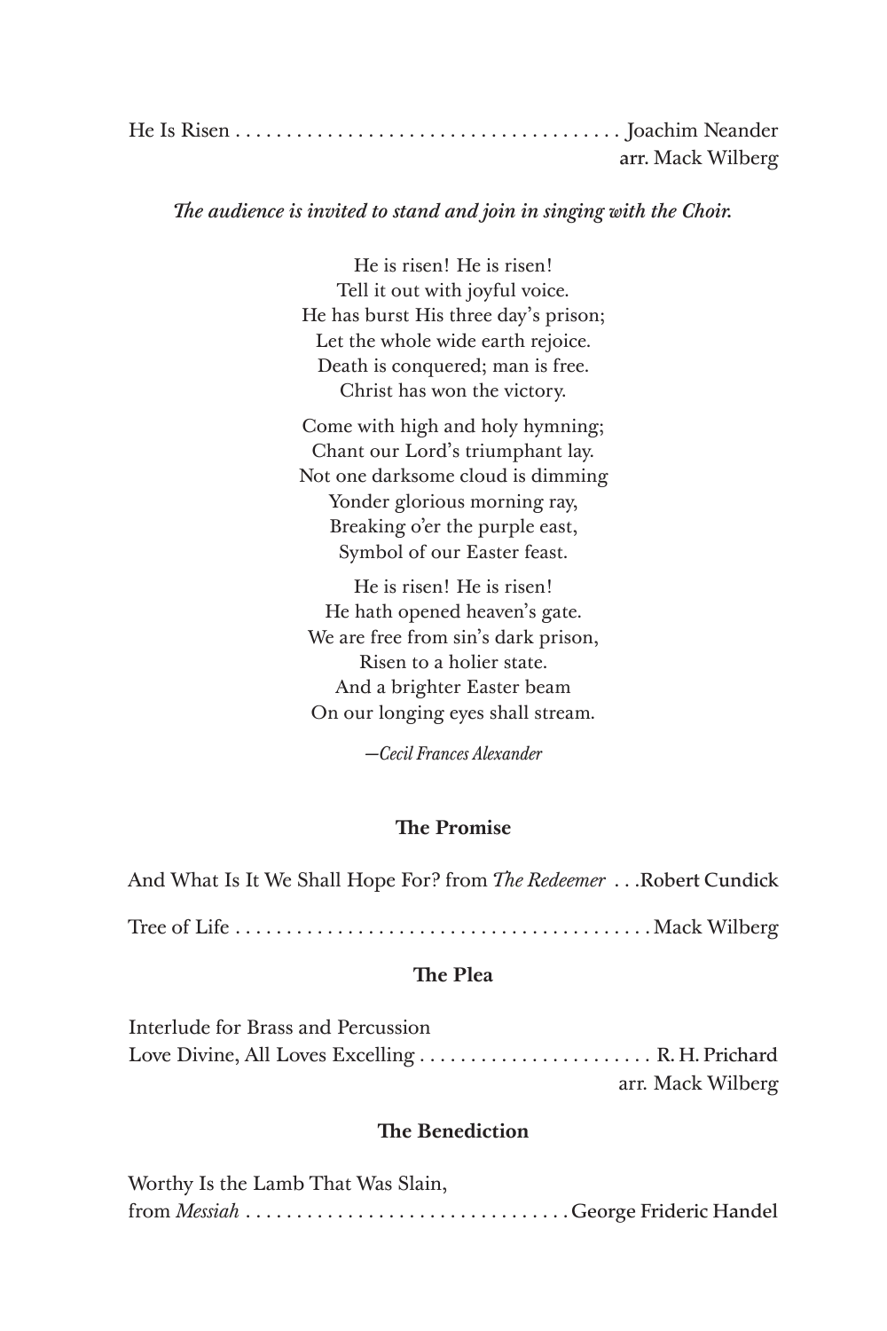He Is Risen . . . . . . . . . . . . . . . . . . . . . . . . . . . . . . . . . . . . . . Joachim Neander
arr. Mack Wilberg

*The audience is invited to stand and join in singing with the Choir.*

He is risen! He is risen!
Tell it out with joyful voice.
He has burst His three day's prison;
Let the whole wide earth rejoice.
Death is conquered; man is free.
Christ has won the victory.

Come with high and holy hymning;
Chant our Lord's triumphant lay.
Not one darksome cloud is dimming
Yonder glorious morning ray,
Breaking o'er the purple east,
Symbol of our Easter feast.

He is risen! He is risen!
He hath opened heaven's gate.
We are free from sin's dark prison,
Risen to a holier state.
And a brighter Easter beam
On our longing eyes shall stream.

*—Cecil Frances Alexander*

### The Promise

And What Is It We Shall Hope For? from *The Redeemer* . . . Robert Cundick

Tree of Life . . . . . . . . . . . . . . . . . . . . . . . . . . . . . . . . . . . . . . . . . Mack Wilberg

### The Plea

Interlude for Brass and Percussion
Love Divine, All Loves Excelling . . . . . . . . . . . . . . . . . . . . . . . R. H. Prichard
arr. Mack Wilberg

### The Benediction

Worthy Is the Lamb That Was Slain,
from *Messiah* . . . . . . . . . . . . . . . . . . . . . . . . . . . . . . . . George Frideric Handel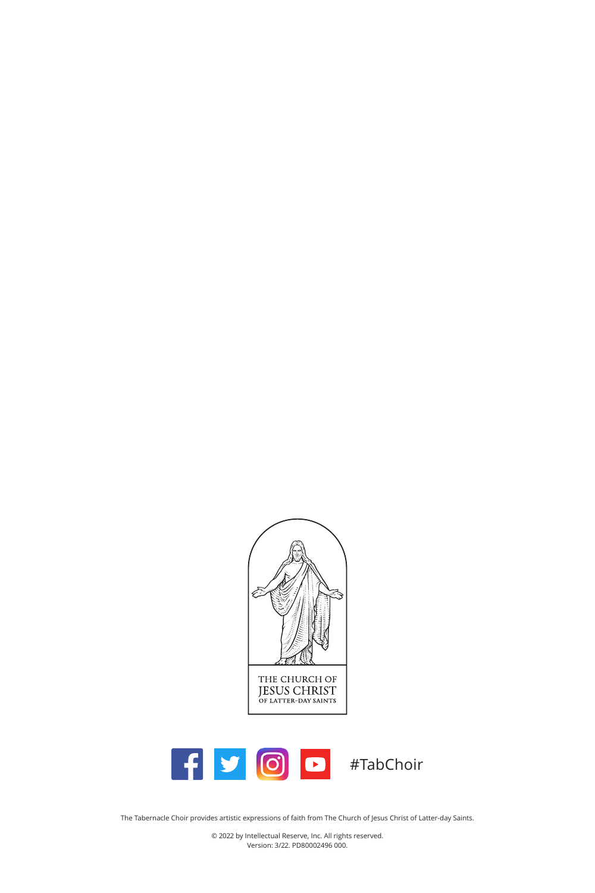THE CHURCH OF
JESUS CHRIST
OF LATTER-DAY SAINTS

#TabChoir

The Tabernacle Choir provides artistic expressions of faith from The Church of Jesus Christ of Latter-day Saints.

© 2022 by Intellectual Reserve, Inc. All rights reserved.
Version: 3/22. PD80002496 000.